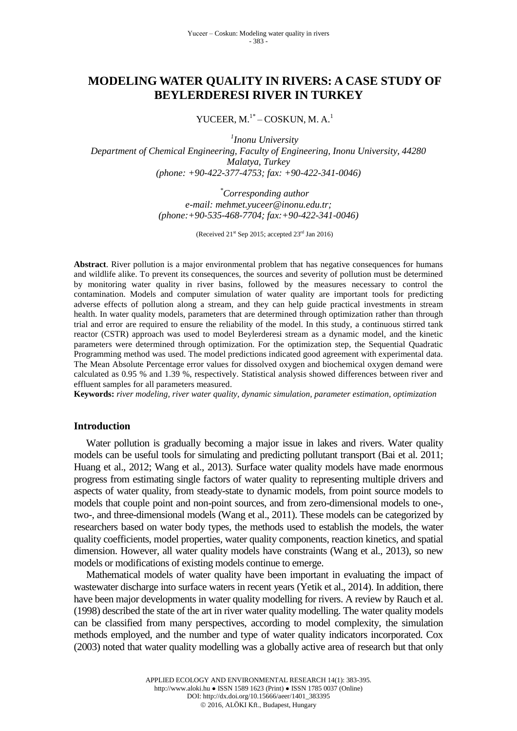# MODELING WATER QUALITY IN RIVERS: A CASE STUDY OF BEYLERDERESI RIVER IN TURKEY

YUCEER, M.[1*] – COSKUN, M. A.[1]

[1]*Inonu University*
*Department of Chemical Engineering, Faculty of Engineering, Inonu University, 44280 Malatya, Turkey*
*(phone: +90-422-377-4753; fax: +90-422-341-0046)*

[*]*Corresponding author*
*e-mail: mehmet.yuceer@inonu.edu.tr;*
*(phone:+90-535-468-7704; fax:+90-422-341-0046)*

(Received 21[st] Sep 2015; accepted 23[rd] Jan 2016)

**Abstract**. River pollution is a major environmental problem that has negative consequences for humans and wildlife alike. To prevent its consequences, the sources and severity of pollution must be determined by monitoring water quality in river basins, followed by the measures necessary to control the contamination. Models and computer simulation of water quality are important tools for predicting adverse effects of pollution along a stream, and they can help guide practical investments in stream health. In water quality models, parameters that are determined through optimization rather than through trial and error are required to ensure the reliability of the model. In this study, a continuous stirred tank reactor (CSTR) approach was used to model Beylerderesi stream as a dynamic model, and the kinetic parameters were determined through optimization. For the optimization step, the Sequential Quadratic Programming method was used. The model predictions indicated good agreement with experimental data. The Mean Absolute Percentage error values for dissolved oxygen and biochemical oxygen demand were calculated as 0.95 % and 1.39 %, respectively. Statistical analysis showed differences between river and effluent samples for all parameters measured.

**Keywords:** *river modeling, river water quality, dynamic simulation, parameter estimation, optimization*

## Introduction

Water pollution is gradually becoming a major issue in lakes and rivers. Water quality models can be useful tools for simulating and predicting pollutant transport (Bai et al. 2011; Huang et al., 2012; Wang et al., 2013). Surface water quality models have made enormous progress from estimating single factors of water quality to representing multiple drivers and aspects of water quality, from steady-state to dynamic models, from point source models to models that couple point and non-point sources, and from zero-dimensional models to one-, two-, and three-dimensional models (Wang et al., 2011). These models can be categorized by researchers based on water body types, the methods used to establish the models, the water quality coefficients, model properties, water quality components, reaction kinetics, and spatial dimension. However, all water quality models have constraints (Wang et al., 2013), so new models or modifications of existing models continue to emerge.

Mathematical models of water quality have been important in evaluating the impact of wastewater discharge into surface waters in recent years (Yetik et al., 2014). In addition, there have been major developments in water quality modelling for rivers. A review by Rauch et al. (1998) described the state of the art in river water quality modelling. The water quality models can be classified from many perspectives, according to model complexity, the simulation methods employed, and the number and type of water quality indicators incorporated. Cox (2003) noted that water quality modelling was a globally active area of research but that only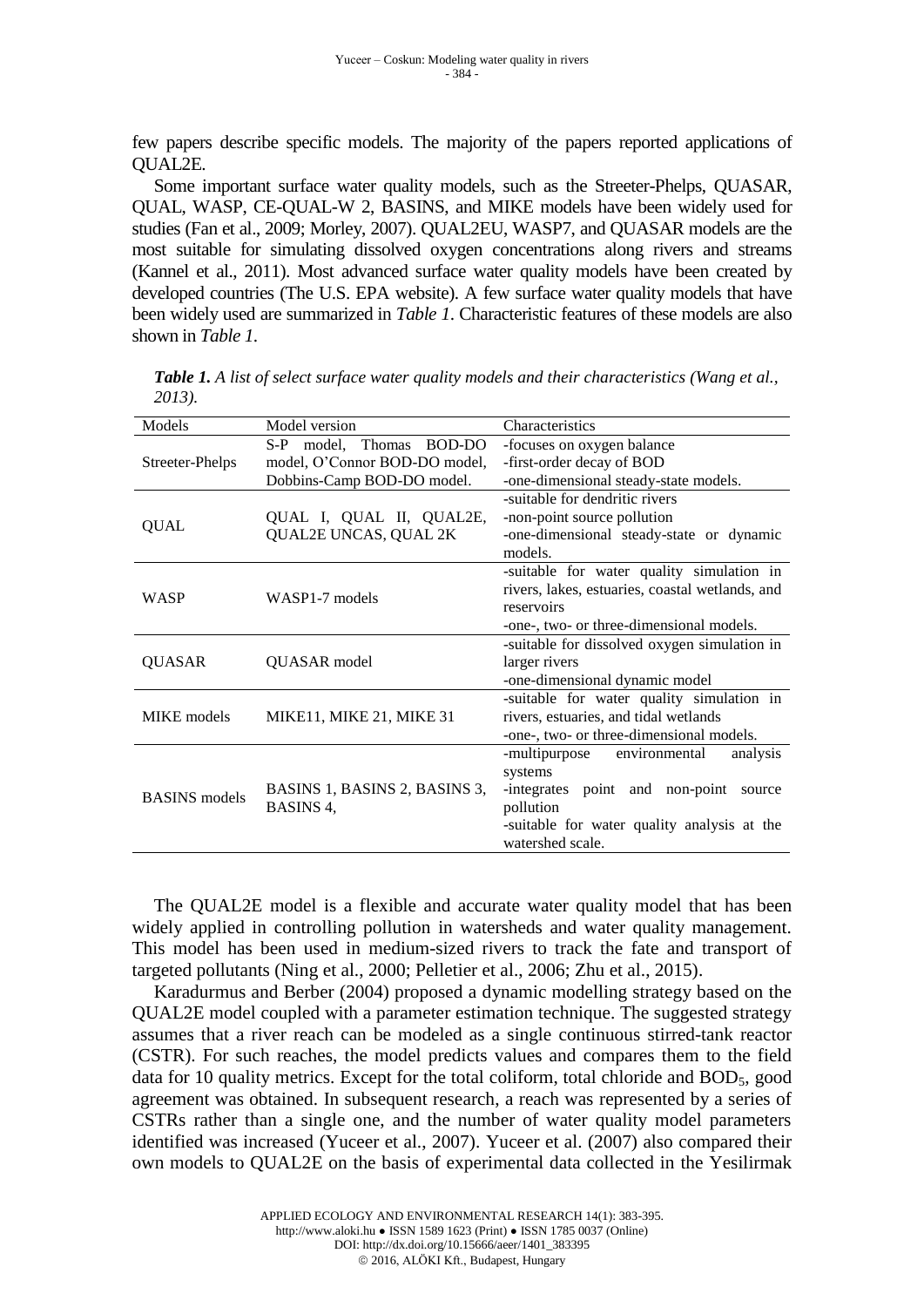few papers describe specific models. The majority of the papers reported applications of QUAL2E.

Some important surface water quality models, such as the Streeter-Phelps, QUASAR, QUAL, WASP, CE-QUAL-W 2, BASINS, and MIKE models have been widely used for studies (Fan et al., 2009; Morley, 2007). QUAL2EU, WASP7, and QUASAR models are the most suitable for simulating dissolved oxygen concentrations along rivers and streams (Kannel et al., 2011). Most advanced surface water quality models have been created by developed countries (The U.S. EPA website). A few surface water quality models that have been widely used are summarized in *Table 1*. Characteristic features of these models are also shown in *Table 1*.

***Table 1.*** *A list of select surface water quality models and their characteristics (Wang et al., 2013).*

| Models | Model version | Characteristics |
|---|---|---|
| Streeter-Phelps | S-P model, Thomas BOD-DO model, O'Connor BOD-DO model, Dobbins-Camp BOD-DO model. | -focuses on oxygen balance<br>-first-order decay of BOD<br>-one-dimensional steady-state models. |
| QUAL | QUAL I, QUAL II, QUAL2E, QUAL2E UNCAS, QUAL 2K | -suitable for dendritic rivers<br>-non-point source pollution<br>-one-dimensional steady-state or dynamic models. |
| WASP | WASP1-7 models | -suitable for water quality simulation in rivers, lakes, estuaries, coastal wetlands, and reservoirs<br>-one-, two- or three-dimensional models. |
| QUASAR | QUASAR model | -suitable for dissolved oxygen simulation in larger rivers<br>-one-dimensional dynamic model |
| MIKE models | MIKE11, MIKE 21, MIKE 31 | -suitable for water quality simulation in rivers, estuaries, and tidal wetlands<br>-one-, two- or three-dimensional models. |
| BASINS models | BASINS 1, BASINS 2, BASINS 3, BASINS 4, | -multipurpose environmental analysis systems<br>-integrates point and non-point source pollution<br>-suitable for water quality analysis at the watershed scale. |

The QUAL2E model is a flexible and accurate water quality model that has been widely applied in controlling pollution in watersheds and water quality management. This model has been used in medium-sized rivers to track the fate and transport of targeted pollutants (Ning et al., 2000; Pelletier et al., 2006; Zhu et al., 2015).

Karadurmus and Berber (2004) proposed a dynamic modelling strategy based on the QUAL2E model coupled with a parameter estimation technique. The suggested strategy assumes that a river reach can be modeled as a single continuous stirred-tank reactor (CSTR). For such reaches, the model predicts values and compares them to the field data for 10 quality metrics. Except for the total coliform, total chloride and $BOD_5$, good agreement was obtained. In subsequent research, a reach was represented by a series of CSTRs rather than a single one, and the number of water quality model parameters identified was increased (Yuceer et al., 2007). Yuceer et al. (2007) also compared their own models to QUAL2E on the basis of experimental data collected in the Yesilirmak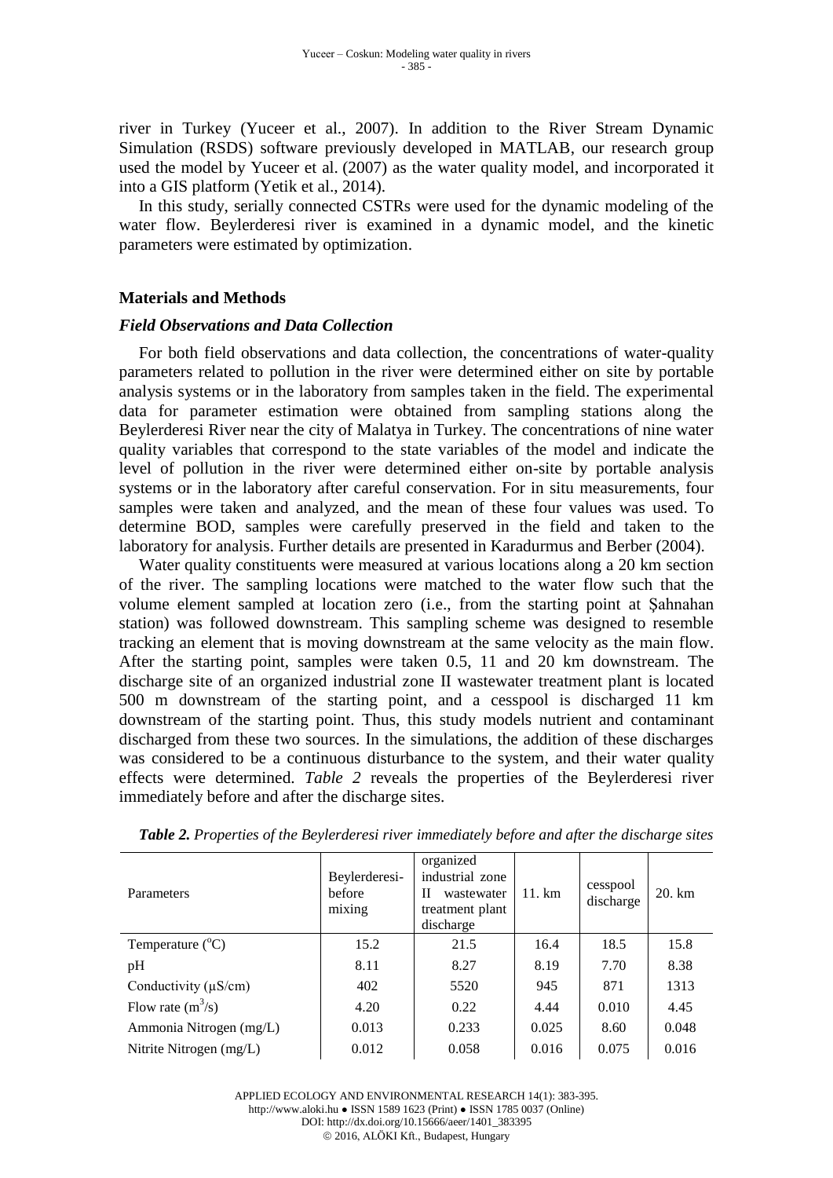river in Turkey (Yuceer et al., 2007). In addition to the River Stream Dynamic Simulation (RSDS) software previously developed in MATLAB, our research group used the model by Yuceer et al. (2007) as the water quality model, and incorporated it into a GIS platform (Yetik et al., 2014).

In this study, serially connected CSTRs were used for the dynamic modeling of the water flow. Beylerderesi river is examined in a dynamic model, and the kinetic parameters were estimated by optimization.

## Materials and Methods

### *Field Observations and Data Collection*

For both field observations and data collection, the concentrations of water-quality parameters related to pollution in the river were determined either on site by portable analysis systems or in the laboratory from samples taken in the field. The experimental data for parameter estimation were obtained from sampling stations along the Beylerderesi River near the city of Malatya in Turkey. The concentrations of nine water quality variables that correspond to the state variables of the model and indicate the level of pollution in the river were determined either on-site by portable analysis systems or in the laboratory after careful conservation. For in situ measurements, four samples were taken and analyzed, and the mean of these four values was used. To determine BOD, samples were carefully preserved in the field and taken to the laboratory for analysis. Further details are presented in Karadurmus and Berber (2004).

Water quality constituents were measured at various locations along a 20 km section of the river. The sampling locations were matched to the water flow such that the volume element sampled at location zero (i.e., from the starting point at Şahnahan station) was followed downstream. This sampling scheme was designed to resemble tracking an element that is moving downstream at the same velocity as the main flow. After the starting point, samples were taken 0.5, 11 and 20 km downstream. The discharge site of an organized industrial zone II wastewater treatment plant is located 500 m downstream of the starting point, and a cesspool is discharged 11 km downstream of the starting point. Thus, this study models nutrient and contaminant discharged from these two sources. In the simulations, the addition of these discharges was considered to be a continuous disturbance to the system, and their water quality effects were determined. *Table 2* reveals the properties of the Beylerderesi river immediately before and after the discharge sites.

***Table 2.*** *Properties of the Beylerderesi river immediately before and after the discharge sites*

| Parameters | Beylerderesi-before mixing | organized industrial zone II wastewater treatment plant discharge | 11. km | cesspool discharge | 20. km |
|---|---|---|---|---|---|
| Temperature ($^{o}$C) | 15.2 | 21.5 | 16.4 | 18.5 | 15.8 |
| pH | 8.11 | 8.27 | 8.19 | 7.70 | 8.38 |
| Conductivity (μS/cm) | 402 | 5520 | 945 | 871 | 1313 |
| Flow rate ($m^3$/s) | 4.20 | 0.22 | 4.44 | 0.010 | 4.45 |
| Ammonia Nitrogen (mg/L) | 0.013 | 0.233 | 0.025 | 8.60 | 0.048 |
| Nitrite Nitrogen (mg/L) | 0.012 | 0.058 | 0.016 | 0.075 | 0.016 |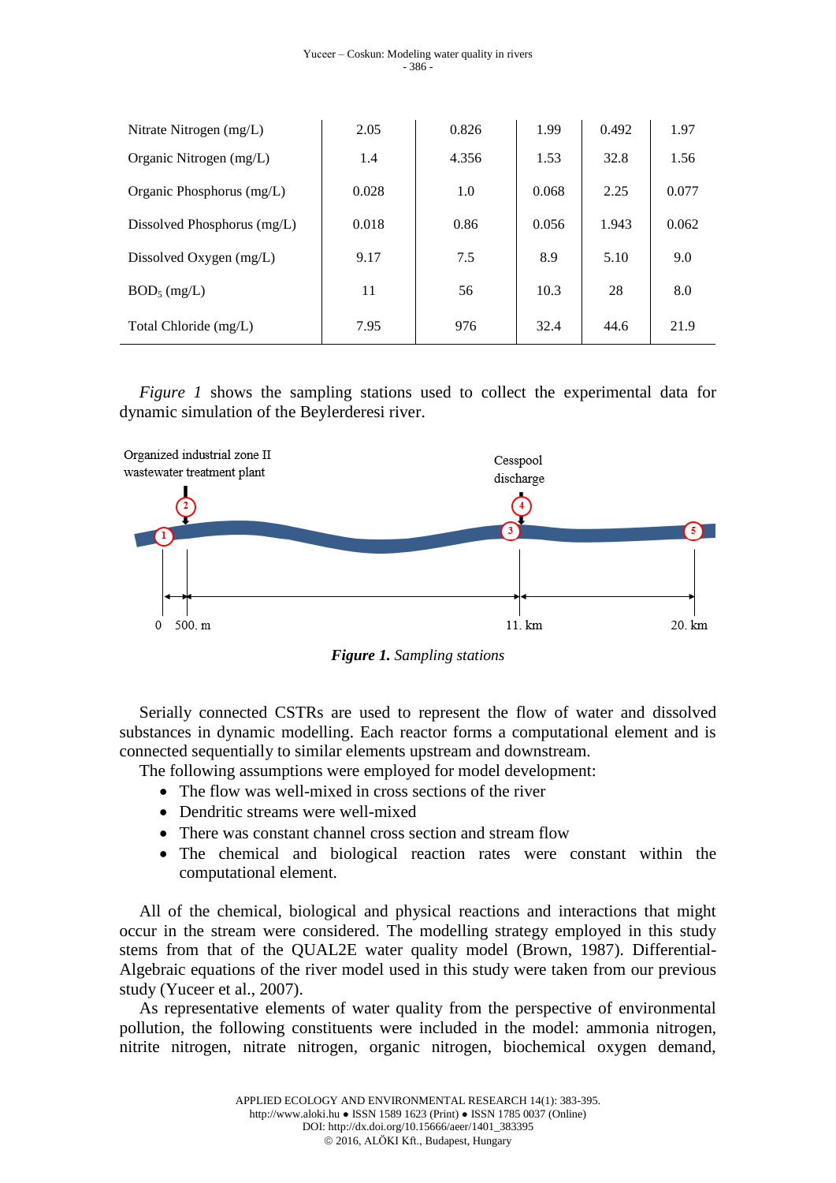| Nitrate Nitrogen (mg/L) | 2.05 | 0.826 | 1.99 | 0.492 | 1.97 |
|---|---|---|---|---|---|
| Organic Nitrogen (mg/L) | 1.4 | 4.356 | 1.53 | 32.8 | 1.56 |
| Organic Phosphorus (mg/L) | 0.028 | 1.0 | 0.068 | 2.25 | 0.077 |
| Dissolved Phosphorus (mg/L) | 0.018 | 0.86 | 0.056 | 1.943 | 0.062 |
| Dissolved Oxygen (mg/L) | 9.17 | 7.5 | 8.9 | 5.10 | 9.0 |
| $BOD_5$ (mg/L) | 11 | 56 | 10.3 | 28 | 8.0 |
| Total Chloride (mg/L) | 7.95 | 976 | 32.4 | 44.6 | 21.9 |

*Figure 1* shows the sampling stations used to collect the experimental data for dynamic simulation of the Beylerderesi river.

Organized industrial zone II wastewater treatment plant

Cesspool discharge

0 500. m 11. km 20. km

***Figure 1.*** *Sampling stations*

Serially connected CSTRs are used to represent the flow of water and dissolved substances in dynamic modelling. Each reactor forms a computational element and is connected sequentially to similar elements upstream and downstream.

The following assumptions were employed for model development:

- The flow was well-mixed in cross sections of the river
- Dendritic streams were well-mixed
- There was constant channel cross section and stream flow
- The chemical and biological reaction rates were constant within the computational element.

All of the chemical, biological and physical reactions and interactions that might occur in the stream were considered. The modelling strategy employed in this study stems from that of the QUAL2E water quality model (Brown, 1987). Differential-Algebraic equations of the river model used in this study were taken from our previous study (Yuceer et al., 2007).

As representative elements of water quality from the perspective of environmental pollution, the following constituents were included in the model: ammonia nitrogen, nitrite nitrogen, nitrate nitrogen, organic nitrogen, biochemical oxygen demand,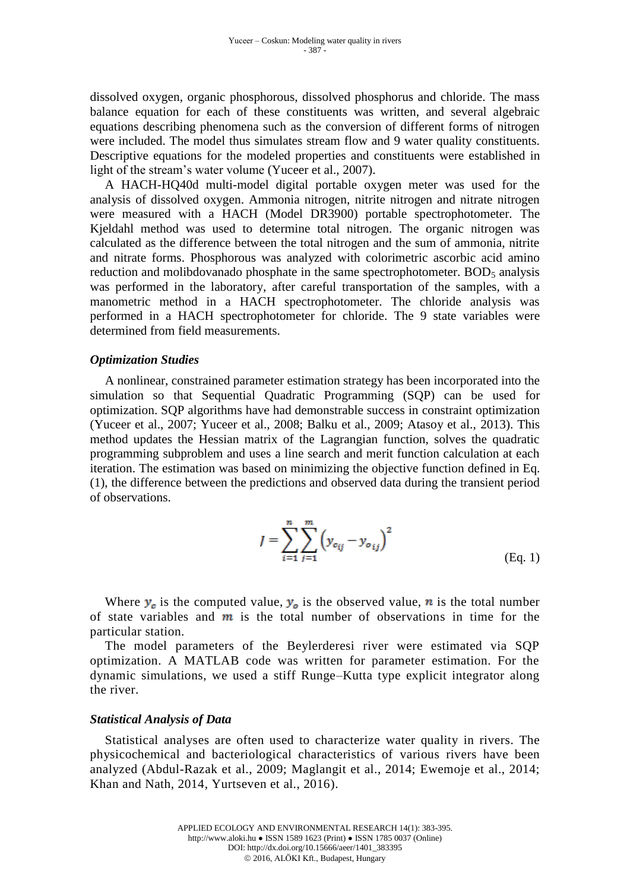dissolved oxygen, organic phosphorous, dissolved phosphorus and chloride. The mass balance equation for each of these constituents was written, and several algebraic equations describing phenomena such as the conversion of different forms of nitrogen were included. The model thus simulates stream flow and 9 water quality constituents. Descriptive equations for the modeled properties and constituents were established in light of the stream's water volume (Yuceer et al., 2007).

A HACH-HQ40d multi-model digital portable oxygen meter was used for the analysis of dissolved oxygen. Ammonia nitrogen, nitrite nitrogen and nitrate nitrogen were measured with a HACH (Model DR3900) portable spectrophotometer. The Kjeldahl method was used to determine total nitrogen. The organic nitrogen was calculated as the difference between the total nitrogen and the sum of ammonia, nitrite and nitrate forms. Phosphorous was analyzed with colorimetric ascorbic acid amino reduction and molibdovanado phosphate in the same spectrophotometer. $BOD_5$ analysis was performed in the laboratory, after careful transportation of the samples, with a manometric method in a HACH spectrophotometer. The chloride analysis was performed in a HACH spectrophotometer for chloride. The 9 state variables were determined from field measurements.

### *Optimization Studies*

A nonlinear, constrained parameter estimation strategy has been incorporated into the simulation so that Sequential Quadratic Programming (SQP) can be used for optimization. SQP algorithms have had demonstrable success in constraint optimization (Yuceer et al., 2007; Yuceer et al., 2008; Balku et al., 2009; Atasoy et al., 2013). This method updates the Hessian matrix of the Lagrangian function, solves the quadratic programming subproblem and uses a line search and merit function calculation at each iteration. The estimation was based on minimizing the objective function defined in Eq. (1), the difference between the predictions and observed data during the transient period of observations.

$$J = \sum_{i=1}^{n} \sum_{j=1}^{m} \left( y_{c_{ij}} - y_{o_{ij}} \right)^2 \qquad \text{(Eq. 1)}$$

Where $y_c$ is the computed value, $y_o$ is the observed value, $n$ is the total number of state variables and $m$ is the total number of observations in time for the particular station.

The model parameters of the Beylerderesi river were estimated via SQP optimization. A MATLAB code was written for parameter estimation. For the dynamic simulations, we used a stiff Runge–Kutta type explicit integrator along the river.

### *Statistical Analysis of Data*

Statistical analyses are often used to characterize water quality in rivers. The physicochemical and bacteriological characteristics of various rivers have been analyzed (Abdul-Razak et al., 2009; Maglangit et al., 2014; Ewemoje et al., 2014; Khan and Nath, 2014, Yurtseven et al., 2016).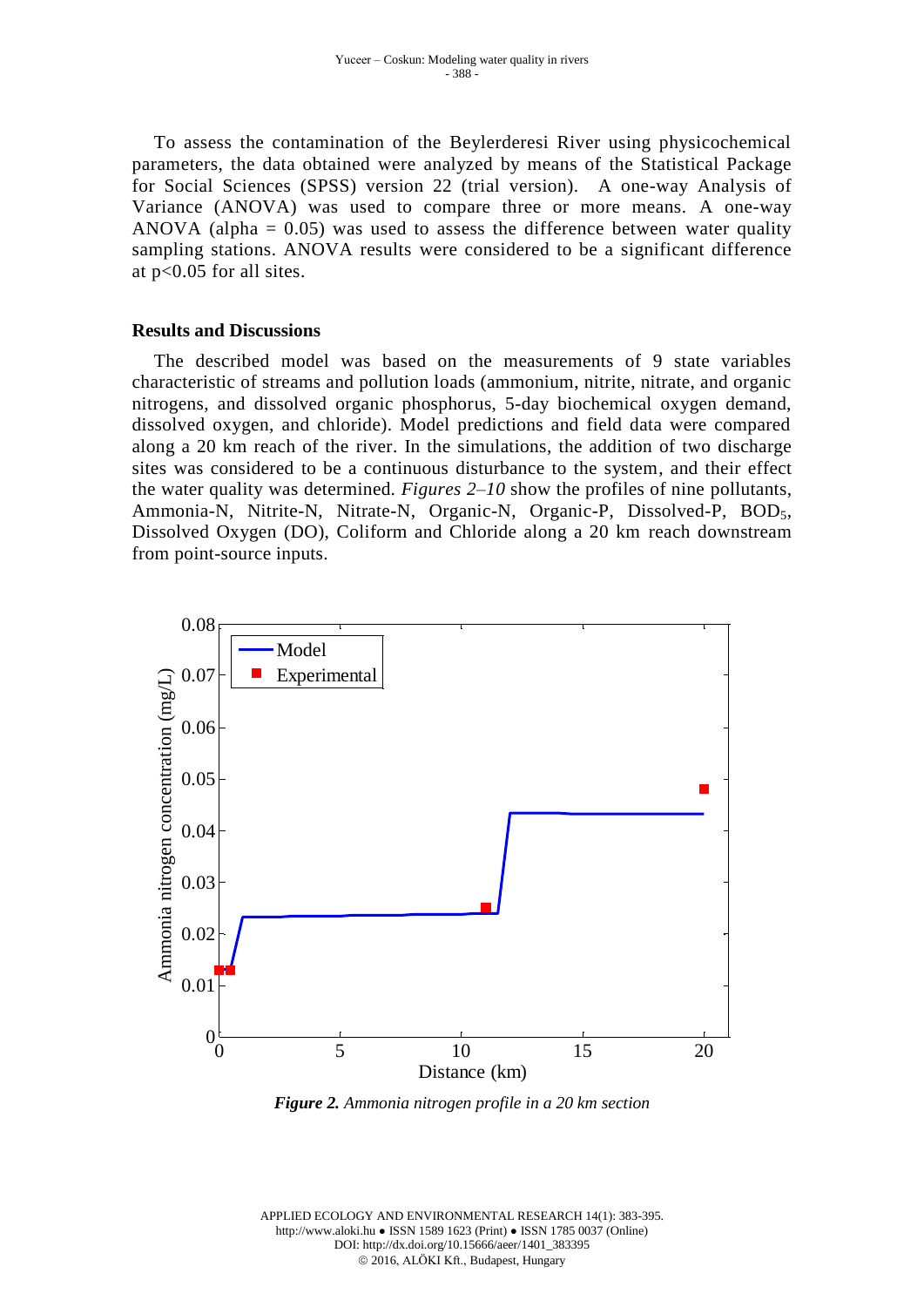To assess the contamination of the Beylerderesi River using physicochemical parameters, the data obtained were analyzed by means of the Statistical Package for Social Sciences (SPSS) version 22 (trial version). A one-way Analysis of Variance (ANOVA) was used to compare three or more means. A one-way ANOVA (alpha = 0.05) was used to assess the difference between water quality sampling stations. ANOVA results were considered to be a significant difference at $p<0.05$ for all sites.

## Results and Discussions

The described model was based on the measurements of 9 state variables characteristic of streams and pollution loads (ammonium, nitrite, nitrate, and organic nitrogens, and dissolved organic phosphorus, 5-day biochemical oxygen demand, dissolved oxygen, and chloride). Model predictions and field data were compared along a 20 km reach of the river. In the simulations, the addition of two discharge sites was considered to be a continuous disturbance to the system, and their effect the water quality was determined. *Figures 2–10* show the profiles of nine pollutants, Ammonia-N, Nitrite-N, Nitrate-N, Organic-N, Organic-P, Dissolved-P, $BOD_5$, Dissolved Oxygen (DO), Coliform and Chloride along a 20 km reach downstream from point-source inputs.

***Figure 2.*** *Ammonia nitrogen profile in a 20 km section*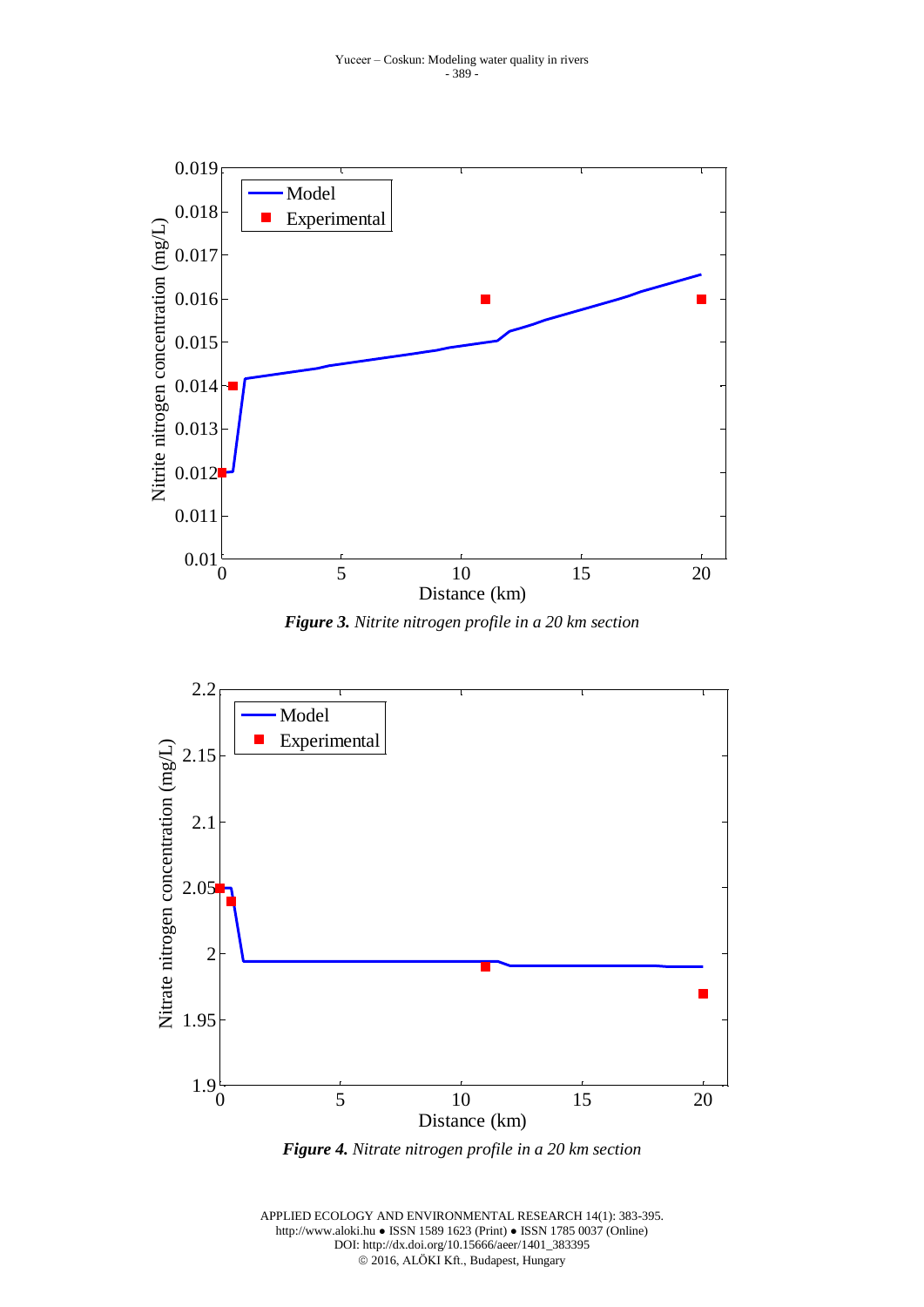***Figure 3.*** *Nitrite nitrogen profile in a 20 km section*

***Figure 4.*** *Nitrate nitrogen profile in a 20 km section*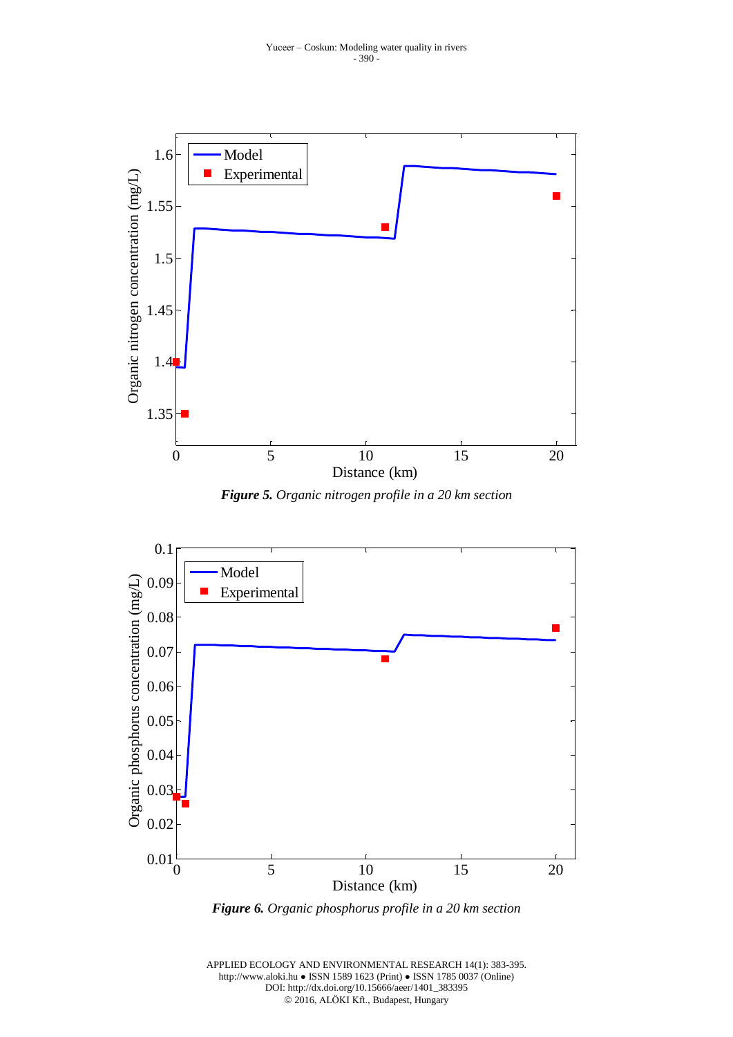*__Figure 5.__ Organic nitrogen profile in a 20 km section*

*__Figure 6.__ Organic phosphorus profile in a 20 km section*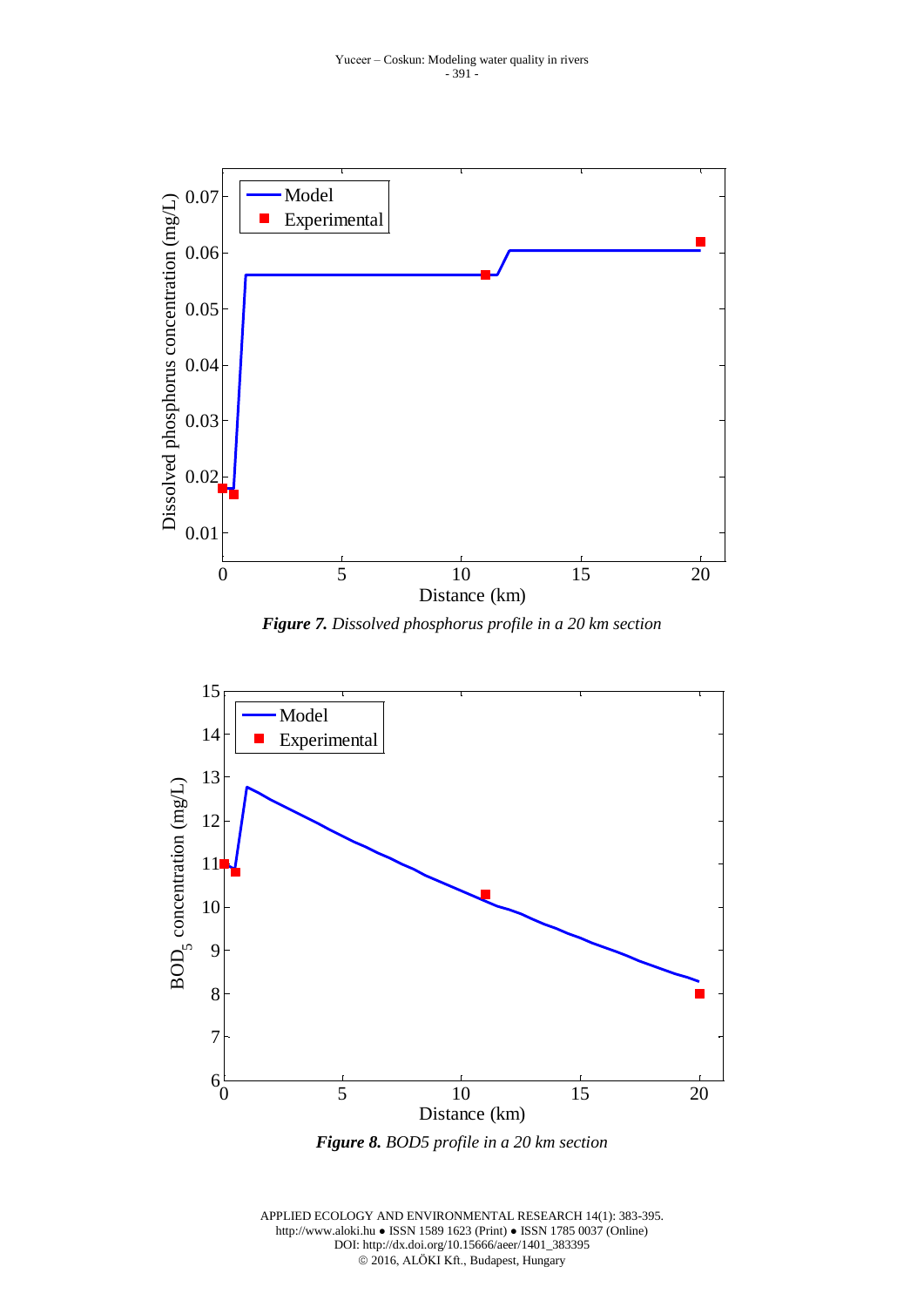***Figure 7.** Dissolved phosphorus profile in a 20 km section*

***Figure 8.** BOD5 profile in a 20 km section*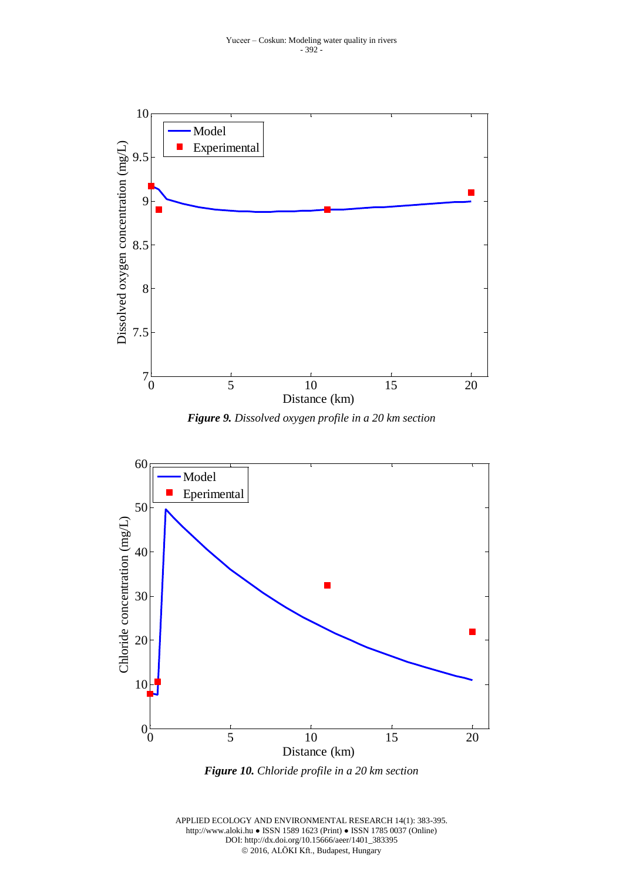***Figure 9.** Dissolved oxygen profile in a 20 km section*

***Figure 10.** Chloride profile in a 20 km section*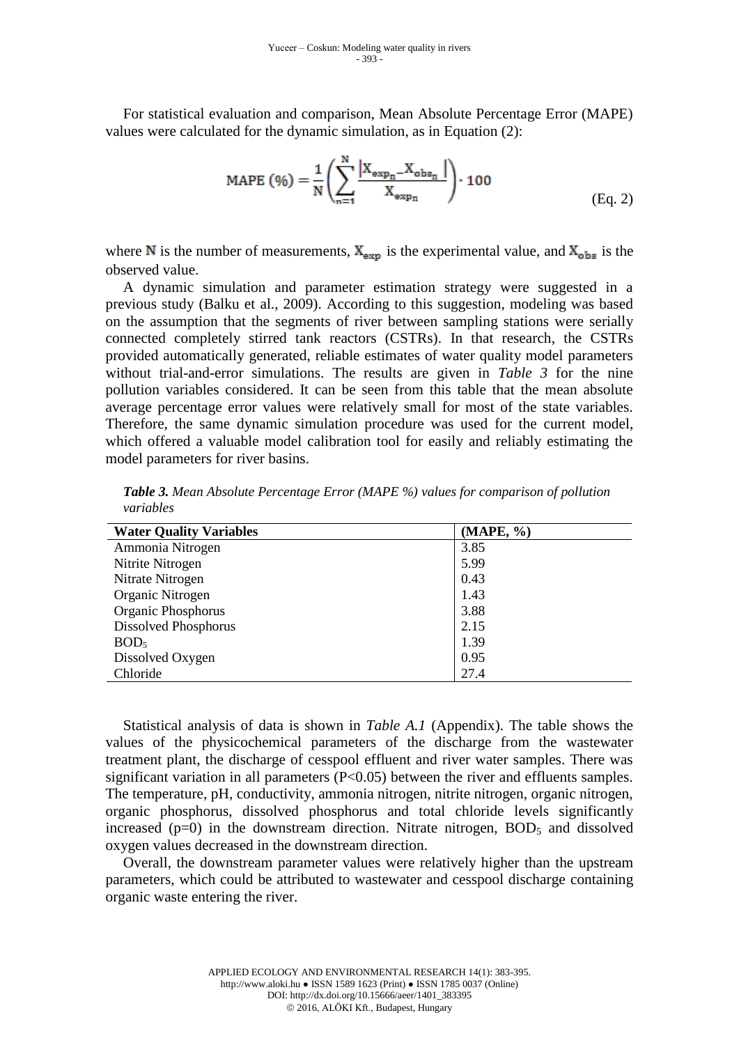For statistical evaluation and comparison, Mean Absolute Percentage Error (MAPE) values were calculated for the dynamic simulation, as in Equation (2):

$$\text{MAPE (\%)} = \frac{1}{N}\left(\sum_{n=1}^{N}\frac{\left|X_{exp_n} - X_{obs_n}\right|}{X_{exp_n}}\right)\cdot 100 \quad \text{(Eq. 2)}$$

where $N$ is the number of measurements, $X_{exp}$ is the experimental value, and $X_{obs}$ is the observed value.

A dynamic simulation and parameter estimation strategy were suggested in a previous study (Balku et al., 2009). According to this suggestion, modeling was based on the assumption that the segments of river between sampling stations were serially connected completely stirred tank reactors (CSTRs). In that research, the CSTRs provided automatically generated, reliable estimates of water quality model parameters without trial-and-error simulations. The results are given in *Table 3* for the nine pollution variables considered. It can be seen from this table that the mean absolute average percentage error values were relatively small for most of the state variables. Therefore, the same dynamic simulation procedure was used for the current model, which offered a valuable model calibration tool for easily and reliably estimating the model parameters for river basins.

***Table 3.*** *Mean Absolute Percentage Error (MAPE %) values for comparison of pollution variables*

| Water Quality Variables | (MAPE, %) |
|---|---|
| Ammonia Nitrogen | 3.85 |
| Nitrite Nitrogen | 5.99 |
| Nitrate Nitrogen | 0.43 |
| Organic Nitrogen | 1.43 |
| Organic Phosphorus | 3.88 |
| Dissolved Phosphorus | 2.15 |
| $BOD_5$ | 1.39 |
| Dissolved Oxygen | 0.95 |
| Chloride | 27.4 |

Statistical analysis of data is shown in *Table A.1* (Appendix). The table shows the values of the physicochemical parameters of the discharge from the wastewater treatment plant, the discharge of cesspool effluent and river water samples. There was significant variation in all parameters ($P<0.05$) between the river and effluents samples. The temperature, pH, conductivity, ammonia nitrogen, nitrite nitrogen, organic nitrogen, organic phosphorus, dissolved phosphorus and total chloride levels significantly increased ($p=0$) in the downstream direction. Nitrate nitrogen, $BOD_5$ and dissolved oxygen values decreased in the downstream direction.

Overall, the downstream parameter values were relatively higher than the upstream parameters, which could be attributed to wastewater and cesspool discharge containing organic waste entering the river.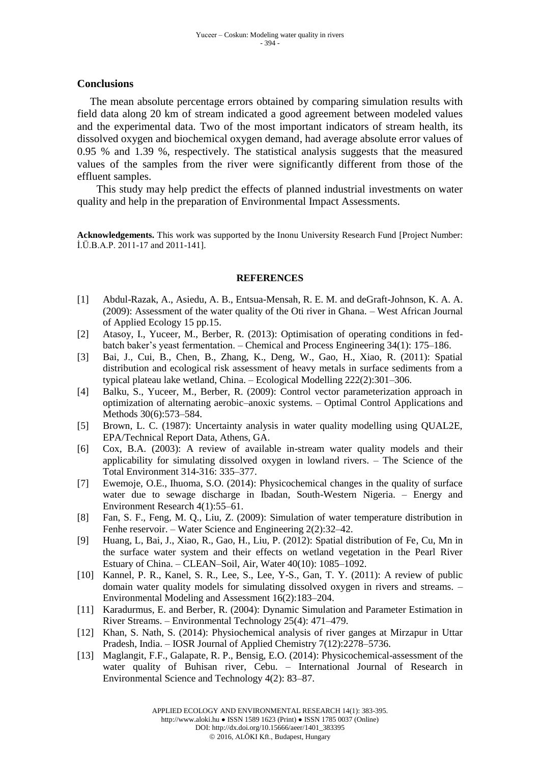## Conclusions

The mean absolute percentage errors obtained by comparing simulation results with field data along 20 km of stream indicated a good agreement between modeled values and the experimental data. Two of the most important indicators of stream health, its dissolved oxygen and biochemical oxygen demand, had average absolute error values of 0.95 % and 1.39 %, respectively. The statistical analysis suggests that the measured values of the samples from the river were significantly different from those of the effluent samples.

This study may help predict the effects of planned industrial investments on water quality and help in the preparation of Environmental Impact Assessments.

**Acknowledgements.** This work was supported by the Inonu University Research Fund [Project Number: İ.Ü.B.A.P. 2011-17 and 2011-141].

### REFERENCES

[1] Abdul-Razak, A., Asiedu, A. B., Entsua-Mensah, R. E. M. and deGraft-Johnson, K. A. A. (2009): Assessment of the water quality of the Oti river in Ghana. – West African Journal of Applied Ecology 15 pp.15.

[2] Atasoy, I., Yuceer, M., Berber, R. (2013): Optimisation of operating conditions in fed-batch baker's yeast fermentation. – Chemical and Process Engineering 34(1): 175–186.

[3] Bai, J., Cui, B., Chen, B., Zhang, K., Deng, W., Gao, H., Xiao, R. (2011): Spatial distribution and ecological risk assessment of heavy metals in surface sediments from a typical plateau lake wetland, China. – Ecological Modelling 222(2):301–306.

[4] Balku, S., Yuceer, M., Berber, R. (2009): Control vector parameterization approach in optimization of alternating aerobic–anoxic systems. – Optimal Control Applications and Methods 30(6):573–584.

[5] Brown, L. C. (1987): Uncertainty analysis in water quality modelling using QUAL2E, EPA/Technical Report Data, Athens, GA.

[6] Cox, B.A. (2003): A review of available in-stream water quality models and their applicability for simulating dissolved oxygen in lowland rivers. – The Science of the Total Environment 314-316: 335–377.

[7] Ewemoje, O.E., Ihuoma, S.O. (2014): Physicochemical changes in the quality of surface water due to sewage discharge in Ibadan, South-Western Nigeria. – Energy and Environment Research 4(1):55–61.

[8] Fan, S. F., Feng, M. Q., Liu, Z. (2009): Simulation of water temperature distribution in Fenhe reservoir. – Water Science and Engineering 2(2):32–42.

[9] Huang, L, Bai, J., Xiao, R., Gao, H., Liu, P. (2012): Spatial distribution of Fe, Cu, Mn in the surface water system and their effects on wetland vegetation in the Pearl River Estuary of China. – CLEAN–Soil, Air, Water 40(10): 1085–1092.

[10] Kannel, P. R., Kanel, S. R., Lee, S., Lee, Y-S., Gan, T. Y. (2011): A review of public domain water quality models for simulating dissolved oxygen in rivers and streams. – Environmental Modeling and Assessment 16(2):183–204.

[11] Karadurmus, E. and Berber, R. (2004): Dynamic Simulation and Parameter Estimation in River Streams. – Environmental Technology 25(4): 471–479.

[12] Khan, S. Nath, S. (2014): Physiochemical analysis of river ganges at Mirzapur in Uttar Pradesh, India. – IOSR Journal of Applied Chemistry 7(12):2278–5736.

[13] Maglangit, F.F., Galapate, R. P., Bensig, E.O. (2014): Physicochemical-assessment of the water quality of Buhisan river, Cebu. – International Journal of Research in Environmental Science and Technology 4(2): 83–87.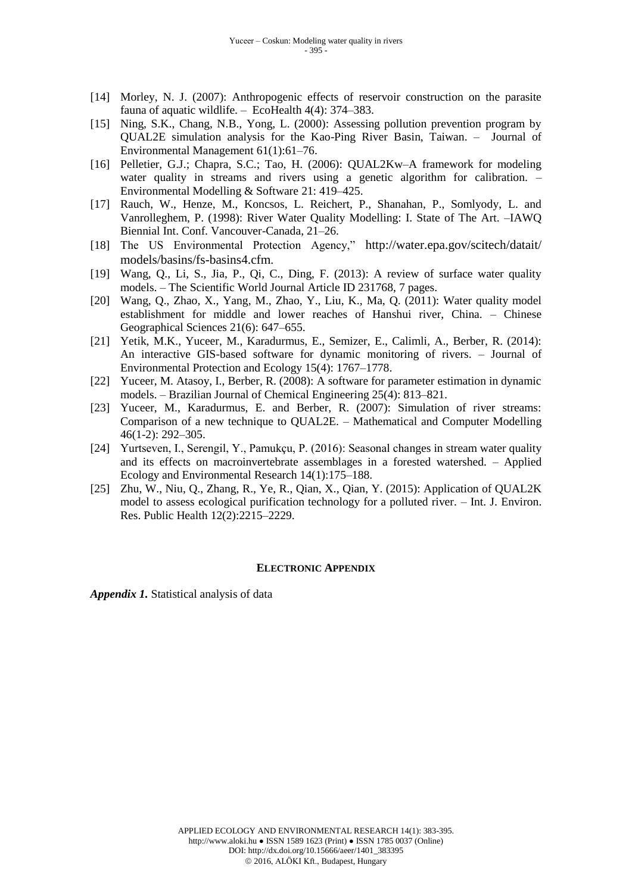[14] Morley, N. J. (2007): Anthropogenic effects of reservoir construction on the parasite fauna of aquatic wildlife. – EcoHealth 4(4): 374–383.

[15] Ning, S.K., Chang, N.B., Yong, L. (2000): Assessing pollution prevention program by QUAL2E simulation analysis for the Kao-Ping River Basin, Taiwan. – Journal of Environmental Management 61(1):61–76.

[16] Pelletier, G.J.; Chapra, S.C.; Tao, H. (2006): QUAL2Kw–A framework for modeling water quality in streams and rivers using a genetic algorithm for calibration. – Environmental Modelling & Software 21: 419–425.

[17] Rauch, W., Henze, M., Koncsos, L. Reichert, P., Shanahan, P., Somlyody, L. and Vanrolleghem, P. (1998): River Water Quality Modelling: I. State of The Art. –IAWQ Biennial Int. Conf. Vancouver-Canada, 21–26.

[18] The US Environmental Protection Agency," http://water.epa.gov/scitech/datait/models/basins/fs-basins4.cfm.

[19] Wang, Q., Li, S., Jia, P., Qi, C., Ding, F. (2013): A review of surface water quality models. – The Scientific World Journal Article ID 231768, 7 pages.

[20] Wang, Q., Zhao, X., Yang, M., Zhao, Y., Liu, K., Ma, Q. (2011): Water quality model establishment for middle and lower reaches of Hanshui river, China. – Chinese Geographical Sciences 21(6): 647–655.

[21] Yetik, M.K., Yuceer, M., Karadurmus, E., Semizer, E., Calimli, A., Berber, R. (2014): An interactive GIS-based software for dynamic monitoring of rivers. – Journal of Environmental Protection and Ecology 15(4): 1767–1778.

[22] Yuceer, M. Atasoy, I., Berber, R. (2008): A software for parameter estimation in dynamic models. – Brazilian Journal of Chemical Engineering 25(4): 813–821.

[23] Yuceer, M., Karadurmus, E. and Berber, R. (2007): Simulation of river streams: Comparison of a new technique to QUAL2E. – Mathematical and Computer Modelling 46(1-2): 292–305.

[24] Yurtseven, I., Serengil, Y., Pamukçu, P. (2016): Seasonal changes in stream water quality and its effects on macroinvertebrate assemblages in a forested watershed. – Applied Ecology and Environmental Research 14(1):175–188.

[25] Zhu, W., Niu, Q., Zhang, R., Ye, R., Qian, X., Qian, Y. (2015): Application of QUAL2K model to assess ecological purification technology for a polluted river. – Int. J. Environ. Res. Public Health 12(2):2215–2229.

## ELECTRONIC APPENDIX

***Appendix 1.*** Statistical analysis of data